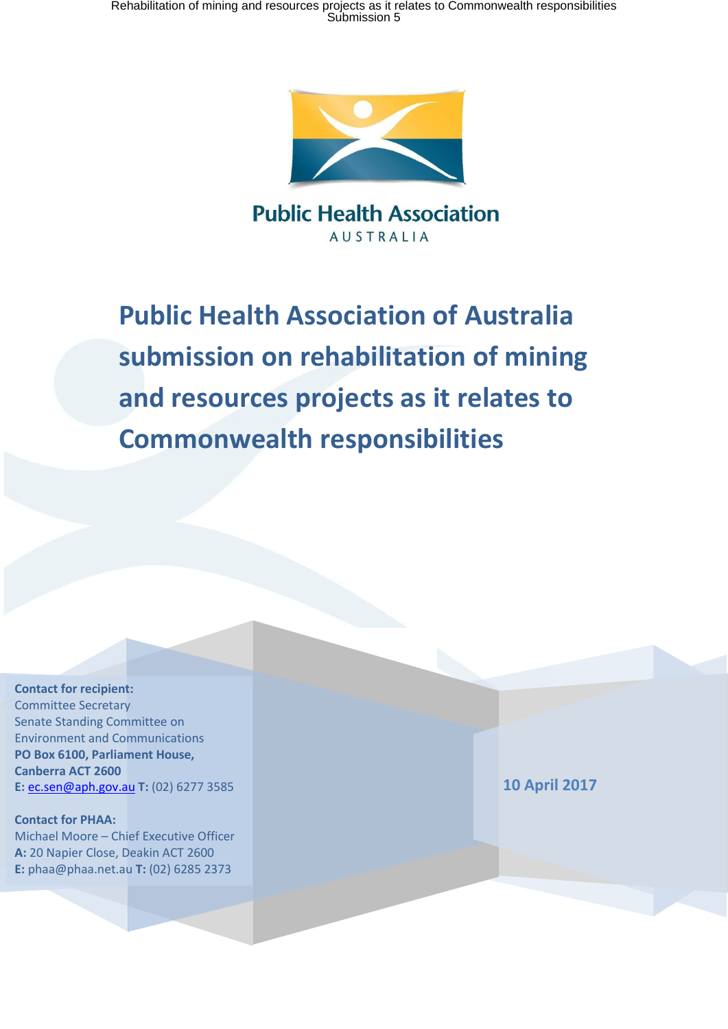Public Health Association

AUSTRALIA

# Public Health Association of Australia submission on rehabilitation of mining and resources projects as it relates to Commonwealth responsibilities

**Contact for recipient:**
Committee Secretary
Senate Standing Committee on Environment and Communications
**PO Box 6100, Parliament House, Canberra ACT 2600**
**E:** ec.sen@aph.gov.au **T:** (02) 6277 3585

**Contact for PHAA:**
Michael Moore – Chief Executive Officer
**A:** 20 Napier Close, Deakin ACT 2600
**E:** phaa@phaa.net.au **T:** (02) 6285 2373

**10 April 2017**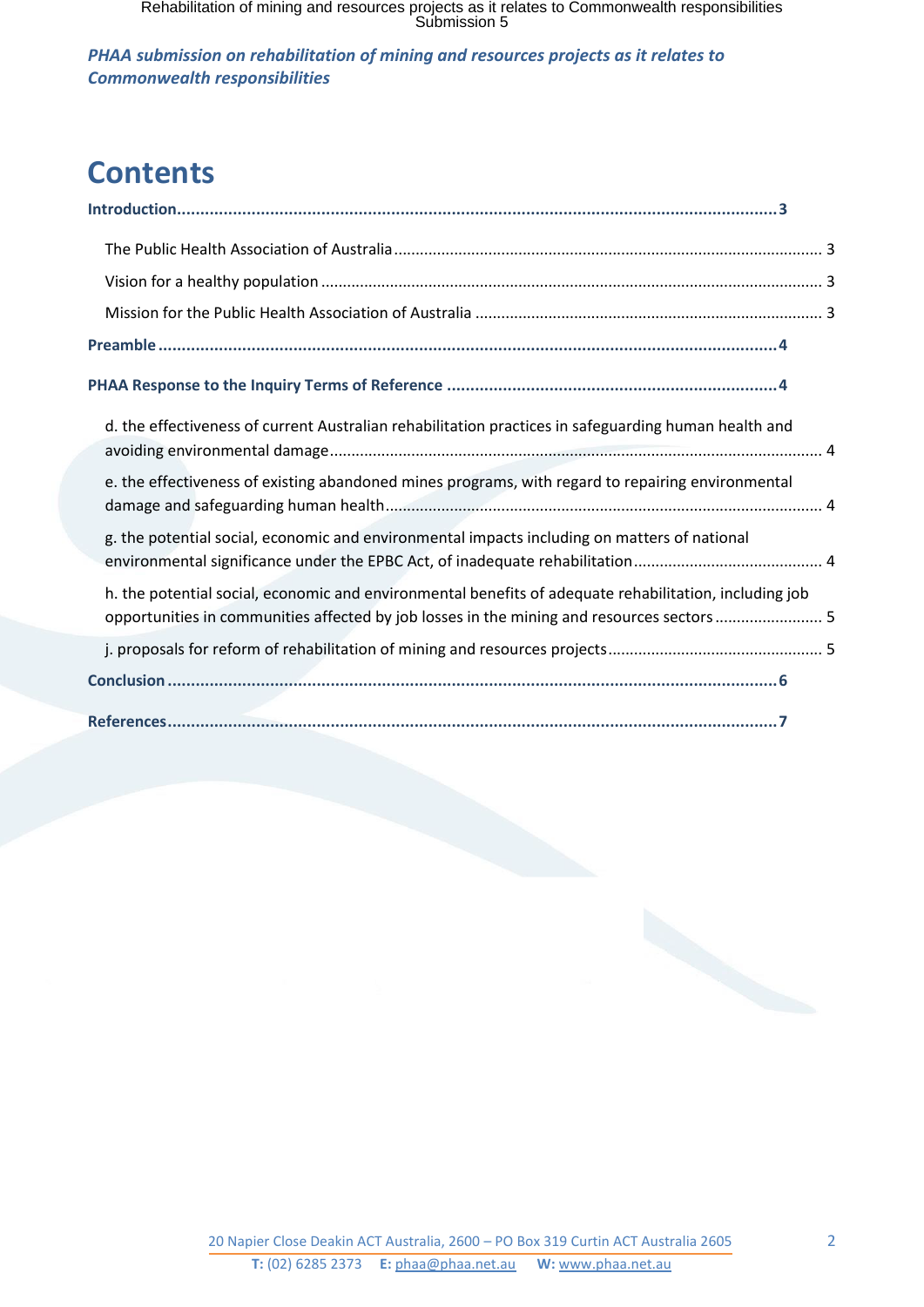*PHAA submission on rehabilitation of mining and resources projects as it relates to Commonwealth responsibilities*

# Contents

**Introduction......3**

The Public Health Association of Australia ...... 3

Vision for a healthy population ...... 3

Mission for the Public Health Association of Australia ...... 3

**Preamble ......4**

**PHAA Response to the Inquiry Terms of Reference ......4**

d. the effectiveness of current Australian rehabilitation practices in safeguarding human health and avoiding environmental damage ...... 4

e. the effectiveness of existing abandoned mines programs, with regard to repairing environmental damage and safeguarding human health ...... 4

g. the potential social, economic and environmental impacts including on matters of national environmental significance under the EPBC Act, of inadequate rehabilitation ...... 4

h. the potential social, economic and environmental benefits of adequate rehabilitation, including job opportunities in communities affected by job losses in the mining and resources sectors ...... 5

j. proposals for reform of rehabilitation of mining and resources projects ...... 5

**Conclusion ......6**

**References......7**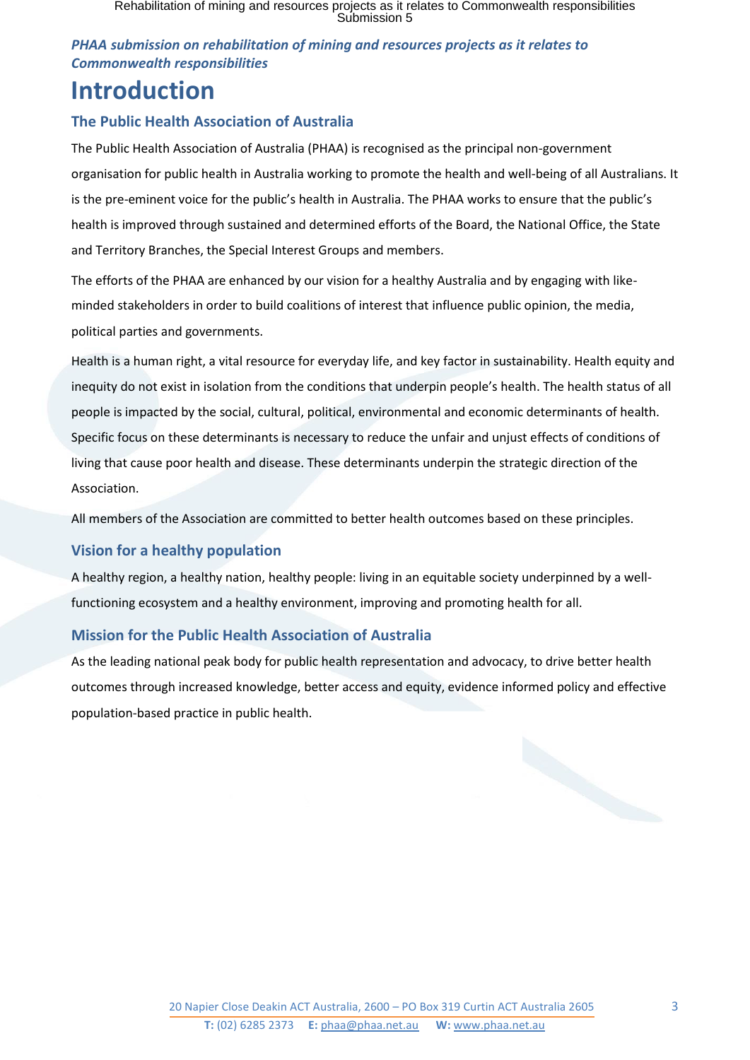*PHAA submission on rehabilitation of mining and resources projects as it relates to Commonwealth responsibilities*

# Introduction

## The Public Health Association of Australia

The Public Health Association of Australia (PHAA) is recognised as the principal non-government organisation for public health in Australia working to promote the health and well-being of all Australians. It is the pre-eminent voice for the public's health in Australia. The PHAA works to ensure that the public's health is improved through sustained and determined efforts of the Board, the National Office, the State and Territory Branches, the Special Interest Groups and members.

The efforts of the PHAA are enhanced by our vision for a healthy Australia and by engaging with like-minded stakeholders in order to build coalitions of interest that influence public opinion, the media, political parties and governments.

Health is a human right, a vital resource for everyday life, and key factor in sustainability. Health equity and inequity do not exist in isolation from the conditions that underpin people's health. The health status of all people is impacted by the social, cultural, political, environmental and economic determinants of health. Specific focus on these determinants is necessary to reduce the unfair and unjust effects of conditions of living that cause poor health and disease. These determinants underpin the strategic direction of the Association.

All members of the Association are committed to better health outcomes based on these principles.

## Vision for a healthy population

A healthy region, a healthy nation, healthy people: living in an equitable society underpinned by a well-functioning ecosystem and a healthy environment, improving and promoting health for all.

## Mission for the Public Health Association of Australia

As the leading national peak body for public health representation and advocacy, to drive better health outcomes through increased knowledge, better access and equity, evidence informed policy and effective population-based practice in public health.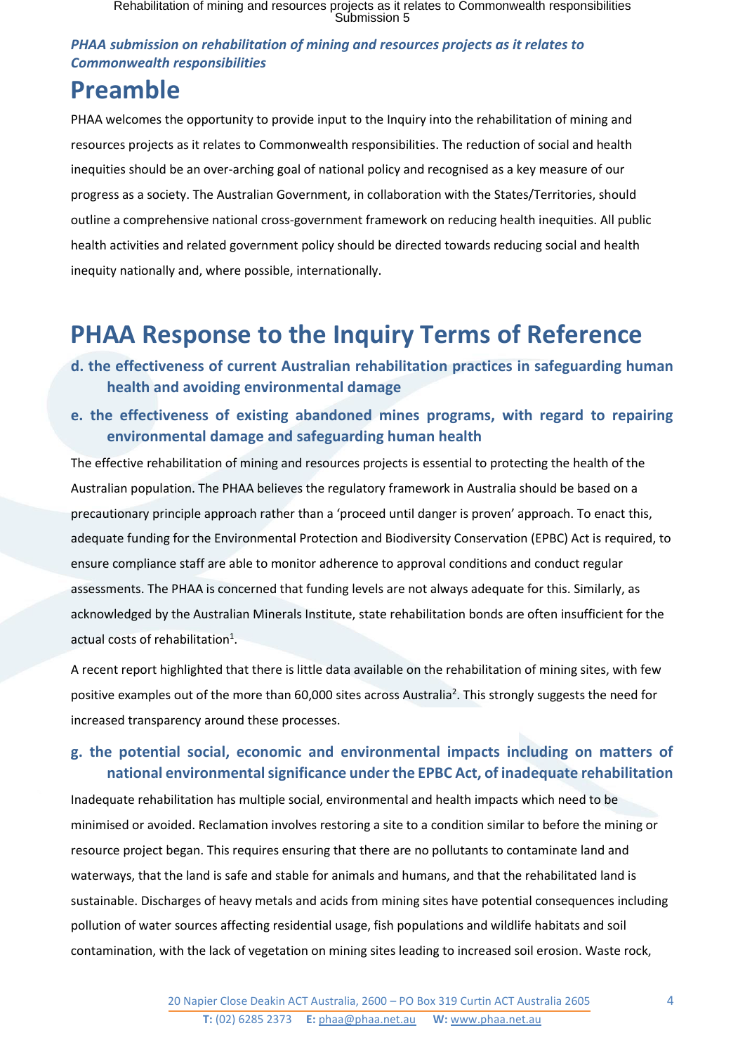*PHAA submission on rehabilitation of mining and resources projects as it relates to Commonwealth responsibilities*

# Preamble

PHAA welcomes the opportunity to provide input to the Inquiry into the rehabilitation of mining and resources projects as it relates to Commonwealth responsibilities. The reduction of social and health inequities should be an over-arching goal of national policy and recognised as a key measure of our progress as a society. The Australian Government, in collaboration with the States/Territories, should outline a comprehensive national cross-government framework on reducing health inequities. All public health activities and related government policy should be directed towards reducing social and health inequity nationally and, where possible, internationally.

# PHAA Response to the Inquiry Terms of Reference

### d. the effectiveness of current Australian rehabilitation practices in safeguarding human health and avoiding environmental damage

### e. the effectiveness of existing abandoned mines programs, with regard to repairing environmental damage and safeguarding human health

The effective rehabilitation of mining and resources projects is essential to protecting the health of the Australian population. The PHAA believes the regulatory framework in Australia should be based on a precautionary principle approach rather than a 'proceed until danger is proven' approach. To enact this, adequate funding for the Environmental Protection and Biodiversity Conservation (EPBC) Act is required, to ensure compliance staff are able to monitor adherence to approval conditions and conduct regular assessments. The PHAA is concerned that funding levels are not always adequate for this. Similarly, as acknowledged by the Australian Minerals Institute, state rehabilitation bonds are often insufficient for the actual costs of rehabilitation[1].

A recent report highlighted that there is little data available on the rehabilitation of mining sites, with few positive examples out of the more than 60,000 sites across Australia[2]. This strongly suggests the need for increased transparency around these processes.

### g. the potential social, economic and environmental impacts including on matters of national environmental significance under the EPBC Act, of inadequate rehabilitation

Inadequate rehabilitation has multiple social, environmental and health impacts which need to be minimised or avoided. Reclamation involves restoring a site to a condition similar to before the mining or resource project began. This requires ensuring that there are no pollutants to contaminate land and waterways, that the land is safe and stable for animals and humans, and that the rehabilitated land is sustainable. Discharges of heavy metals and acids from mining sites have potential consequences including pollution of water sources affecting residential usage, fish populations and wildlife habitats and soil contamination, with the lack of vegetation on mining sites leading to increased soil erosion. Waste rock,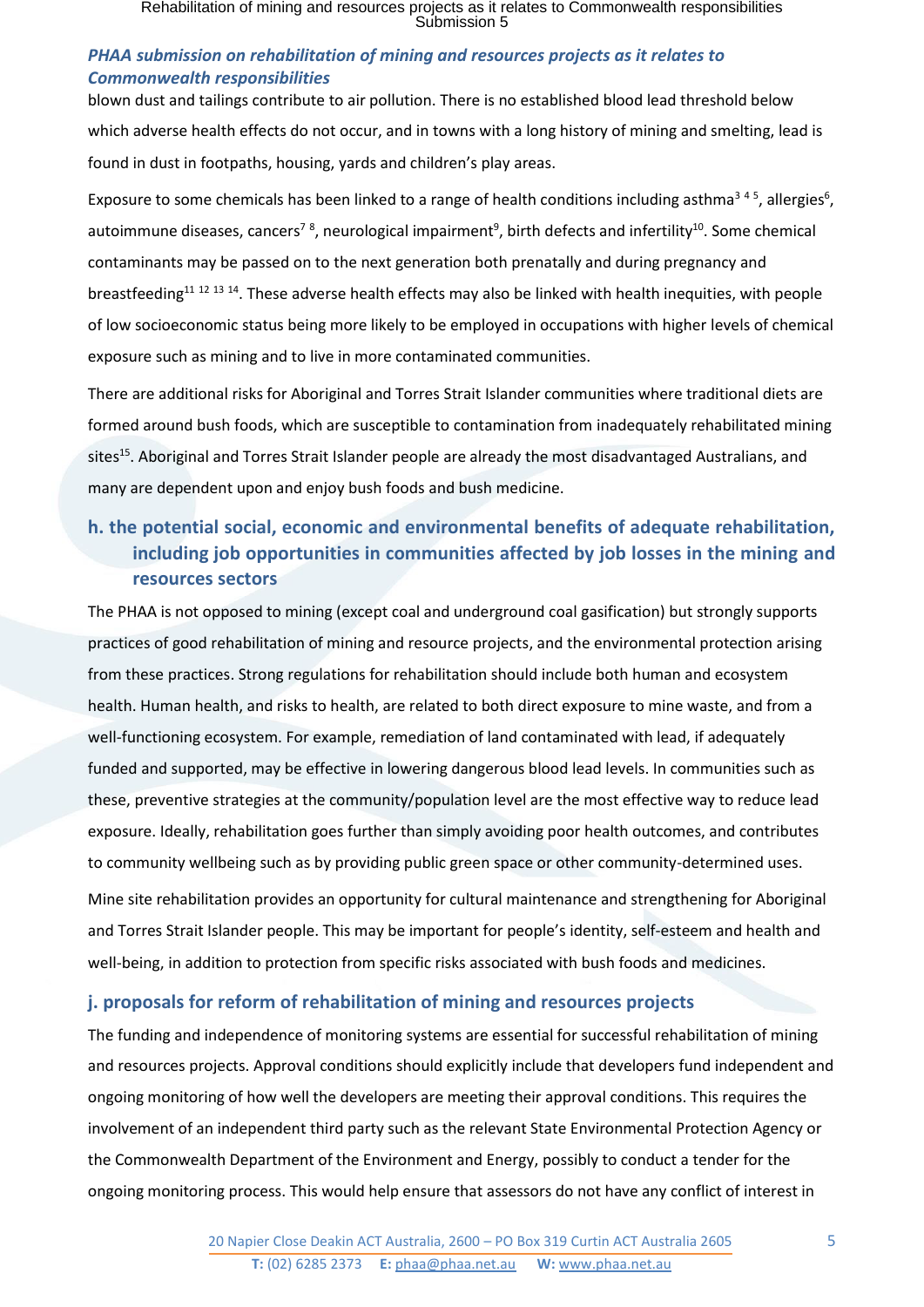*PHAA submission on rehabilitation of mining and resources projects as it relates to Commonwealth responsibilities*

blown dust and tailings contribute to air pollution. There is no established blood lead threshold below which adverse health effects do not occur, and in towns with a long history of mining and smelting, lead is found in dust in footpaths, housing, yards and children's play areas.

Exposure to some chemicals has been linked to a range of health conditions including asthma[3 4 5], allergies[6], autoimmune diseases, cancers[7 8], neurological impairment[9], birth defects and infertility[10]. Some chemical contaminants may be passed on to the next generation both prenatally and during pregnancy and breastfeeding[11 12 13 14]. These adverse health effects may also be linked with health inequities, with people of low socioeconomic status being more likely to be employed in occupations with higher levels of chemical exposure such as mining and to live in more contaminated communities.

There are additional risks for Aboriginal and Torres Strait Islander communities where traditional diets are formed around bush foods, which are susceptible to contamination from inadequately rehabilitated mining sites[15]. Aboriginal and Torres Strait Islander people are already the most disadvantaged Australians, and many are dependent upon and enjoy bush foods and bush medicine.

## h. the potential social, economic and environmental benefits of adequate rehabilitation, including job opportunities in communities affected by job losses in the mining and resources sectors

The PHAA is not opposed to mining (except coal and underground coal gasification) but strongly supports practices of good rehabilitation of mining and resource projects, and the environmental protection arising from these practices. Strong regulations for rehabilitation should include both human and ecosystem health. Human health, and risks to health, are related to both direct exposure to mine waste, and from a well-functioning ecosystem. For example, remediation of land contaminated with lead, if adequately funded and supported, may be effective in lowering dangerous blood lead levels. In communities such as these, preventive strategies at the community/population level are the most effective way to reduce lead exposure. Ideally, rehabilitation goes further than simply avoiding poor health outcomes, and contributes to community wellbeing such as by providing public green space or other community-determined uses.

Mine site rehabilitation provides an opportunity for cultural maintenance and strengthening for Aboriginal and Torres Strait Islander people. This may be important for people's identity, self-esteem and health and well-being, in addition to protection from specific risks associated with bush foods and medicines.

## j. proposals for reform of rehabilitation of mining and resources projects

The funding and independence of monitoring systems are essential for successful rehabilitation of mining and resources projects. Approval conditions should explicitly include that developers fund independent and ongoing monitoring of how well the developers are meeting their approval conditions. This requires the involvement of an independent third party such as the relevant State Environmental Protection Agency or the Commonwealth Department of the Environment and Energy, possibly to conduct a tender for the ongoing monitoring process. This would help ensure that assessors do not have any conflict of interest in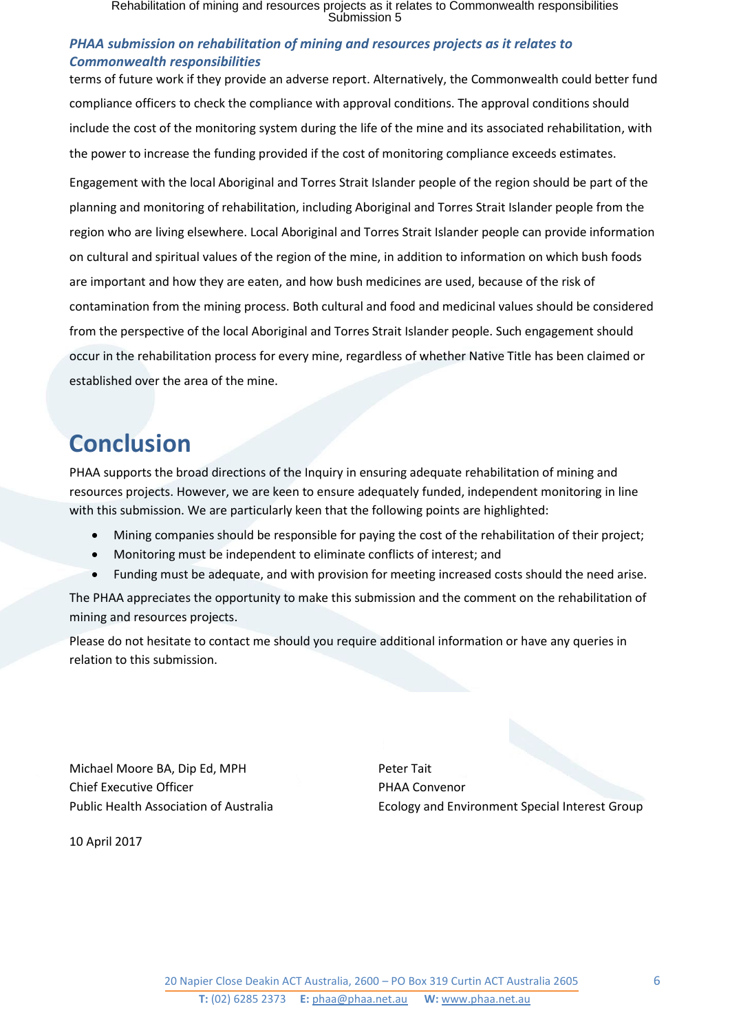terms of future work if they provide an adverse report. Alternatively, the Commonwealth could better fund compliance officers to check the compliance with approval conditions. The approval conditions should include the cost of the monitoring system during the life of the mine and its associated rehabilitation, with the power to increase the funding provided if the cost of monitoring compliance exceeds estimates.

Engagement with the local Aboriginal and Torres Strait Islander people of the region should be part of the planning and monitoring of rehabilitation, including Aboriginal and Torres Strait Islander people from the region who are living elsewhere. Local Aboriginal and Torres Strait Islander people can provide information on cultural and spiritual values of the region of the mine, in addition to information on which bush foods are important and how they are eaten, and how bush medicines are used, because of the risk of contamination from the mining process. Both cultural and food and medicinal values should be considered from the perspective of the local Aboriginal and Torres Strait Islander people. Such engagement should occur in the rehabilitation process for every mine, regardless of whether Native Title has been claimed or established over the area of the mine.

# Conclusion

PHAA supports the broad directions of the Inquiry in ensuring adequate rehabilitation of mining and resources projects. However, we are keen to ensure adequately funded, independent monitoring in line with this submission. We are particularly keen that the following points are highlighted:

- Mining companies should be responsible for paying the cost of the rehabilitation of their project;
- Monitoring must be independent to eliminate conflicts of interest; and
- Funding must be adequate, and with provision for meeting increased costs should the need arise.

The PHAA appreciates the opportunity to make this submission and the comment on the rehabilitation of mining and resources projects.

Please do not hesitate to contact me should you require additional information or have any queries in relation to this submission.

Michael Moore BA, Dip Ed, MPH
Chief Executive Officer
Public Health Association of Australia

Peter Tait
PHAA Convenor
Ecology and Environment Special Interest Group

10 April 2017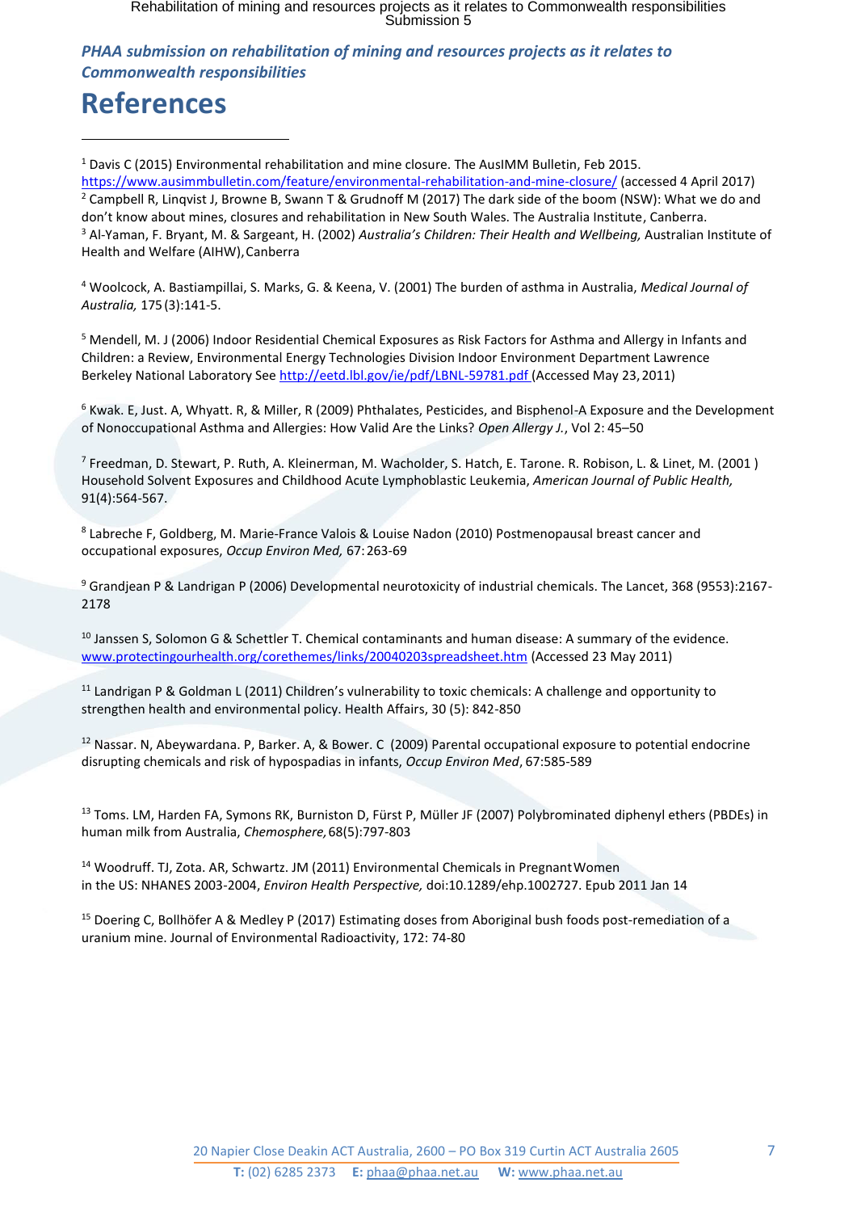*PHAA submission on rehabilitation of mining and resources projects as it relates to Commonwealth responsibilities*

# References

[1] Davis C (2015) Environmental rehabilitation and mine closure. The AusIMM Bulletin, Feb 2015. https://www.ausimmbulletin.com/feature/environmental-rehabilitation-and-mine-closure/ (accessed 4 April 2017)

[2] Campbell R, Linqvist J, Browne B, Swann T & Grudnoff M (2017) The dark side of the boom (NSW): What we do and don't know about mines, closures and rehabilitation in New South Wales. The Australia Institute, Canberra.

[3] Al-Yaman, F. Bryant, M. & Sargeant, H. (2002) *Australia's Children: Their Health and Wellbeing,* Australian Institute of Health and Welfare (AIHW), Canberra

[4] Woolcock, A. Bastiampillai, S. Marks, G. & Keena, V. (2001) The burden of asthma in Australia, *Medical Journal of Australia,* 175 (3):141-5.

[5] Mendell, M. J (2006) Indoor Residential Chemical Exposures as Risk Factors for Asthma and Allergy in Infants and Children: a Review, Environmental Energy Technologies Division Indoor Environment Department Lawrence Berkeley National Laboratory See http://eetd.lbl.gov/ie/pdf/LBNL-59781.pdf (Accessed May 23, 2011)

[6] Kwak. E, Just. A, Whyatt. R, & Miller, R (2009) Phthalates, Pesticides, and Bisphenol-A Exposure and the Development of Nonoccupational Asthma and Allergies: How Valid Are the Links? *Open Allergy J.*, Vol 2: 45–50

[7] Freedman, D. Stewart, P. Ruth, A. Kleinerman, M. Wacholder, S. Hatch, E. Tarone. R. Robison, L. & Linet, M. (2001 ) Household Solvent Exposures and Childhood Acute Lymphoblastic Leukemia, *American Journal of Public Health,* 91(4):564-567.

[8] Labreche F, Goldberg, M. Marie-France Valois & Louise Nadon (2010) Postmenopausal breast cancer and occupational exposures, *Occup Environ Med,* 67: 263-69

[9] Grandjean P & Landrigan P (2006) Developmental neurotoxicity of industrial chemicals. The Lancet, 368 (9553):2167-2178

[10] Janssen S, Solomon G & Schettler T. Chemical contaminants and human disease: A summary of the evidence. www.protectingourhealth.org/corethemes/links/20040203spreadsheet.htm (Accessed 23 May 2011)

[11] Landrigan P & Goldman L (2011) Children's vulnerability to toxic chemicals: A challenge and opportunity to strengthen health and environmental policy. Health Affairs, 30 (5): 842-850

[12] Nassar. N, Abeywardana. P, Barker. A, & Bower. C (2009) Parental occupational exposure to potential endocrine disrupting chemicals and risk of hypospadias in infants, *Occup Environ Med*, 67:585-589

[13] Toms. LM, Harden FA, Symons RK, Burniston D, Fürst P, Müller JF (2007) Polybrominated diphenyl ethers (PBDEs) in human milk from Australia, *Chemosphere,* 68(5):797-803

[14] Woodruff. TJ, Zota. AR, Schwartz. JM (2011) Environmental Chemicals in Pregnant Women in the US: NHANES 2003-2004, *Environ Health Perspective,* doi:10.1289/ehp.1002727. Epub 2011 Jan 14

[15] Doering C, Bollhöfer A & Medley P (2017) Estimating doses from Aboriginal bush foods post-remediation of a uranium mine. Journal of Environmental Radioactivity, 172: 74-80